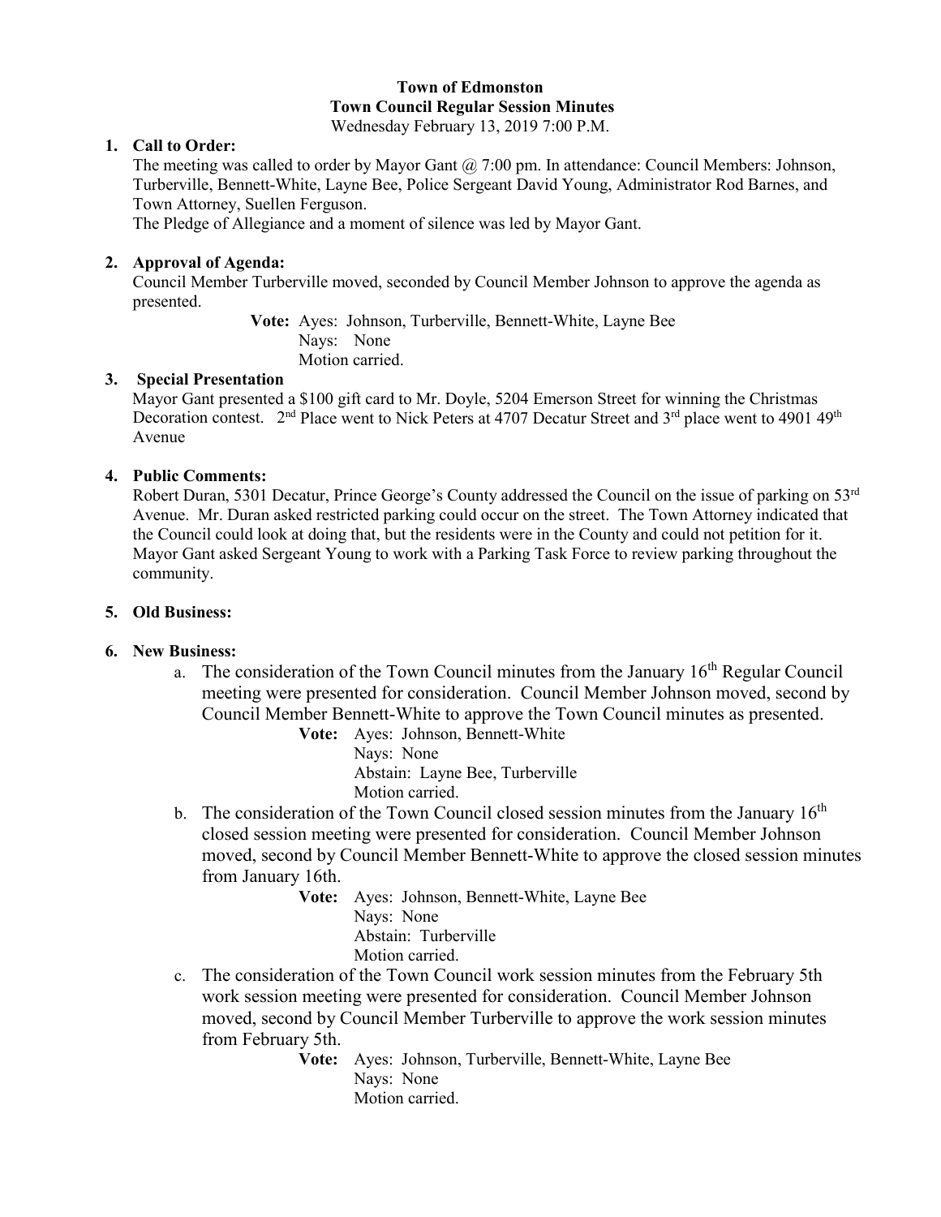**Town of Edmonston**
**Town Council Regular Session Minutes**
Wednesday February 13, 2019 7:00 P.M.

1. **Call to Order:**
   The meeting was called to order by Mayor Gant @ 7:00 pm. In attendance: Council Members: Johnson, Turberville, Bennett-White, Layne Bee, Police Sergeant David Young, Administrator Rod Barnes, and Town Attorney, Suellen Ferguson.
   The Pledge of Allegiance and a moment of silence was led by Mayor Gant.

2. **Approval of Agenda:**
   Council Member Turberville moved, seconded by Council Member Johnson to approve the agenda as presented.

   **Vote:** Ayes: Johnson, Turberville, Bennett-White, Layne Bee
   Nays: None
   Motion carried.

3. **Special Presentation**
   Mayor Gant presented a $100 gift card to Mr. Doyle, 5204 Emerson Street for winning the Christmas Decoration contest. 2nd Place went to Nick Peters at 4707 Decatur Street and 3rd place went to 4901 49th Avenue

4. **Public Comments:**
   Robert Duran, 5301 Decatur, Prince George's County addressed the Council on the issue of parking on 53rd Avenue. Mr. Duran asked restricted parking could occur on the street. The Town Attorney indicated that the Council could look at doing that, but the residents were in the County and could not petition for it. Mayor Gant asked Sergeant Young to work with a Parking Task Force to review parking throughout the community.

5. **Old Business:**

6. **New Business:**
   a. The consideration of the Town Council minutes from the January 16th Regular Council meeting were presented for consideration. Council Member Johnson moved, second by Council Member Bennett-White to approve the Town Council minutes as presented.

      **Vote:** Ayes: Johnson, Bennett-White
      Nays: None
      Abstain: Layne Bee, Turberville
      Motion carried.

   b. The consideration of the Town Council closed session minutes from the January 16th closed session meeting were presented for consideration. Council Member Johnson moved, second by Council Member Bennett-White to approve the closed session minutes from January 16th.

      **Vote:** Ayes: Johnson, Bennett-White, Layne Bee
      Nays: None
      Abstain: Turberville
      Motion carried.

   c. The consideration of the Town Council work session minutes from the February 5th work session meeting were presented for consideration. Council Member Johnson moved, second by Council Member Turberville to approve the work session minutes from February 5th.

      **Vote:** Ayes: Johnson, Turberville, Bennett-White, Layne Bee
      Nays: None
      Motion carried.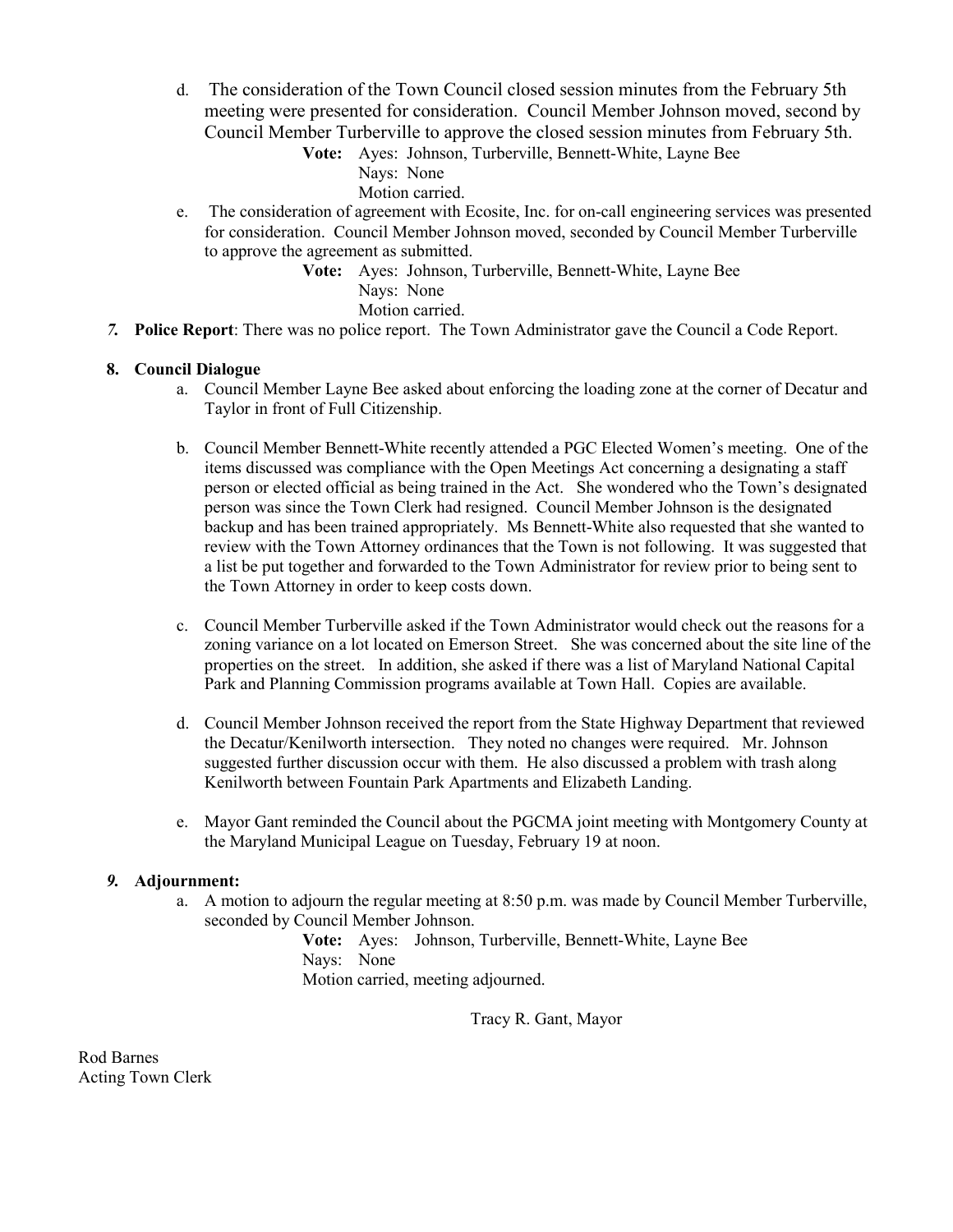d. The consideration of the Town Council closed session minutes from the February 5th meeting were presented for consideration. Council Member Johnson moved, second by Council Member Turberville to approve the closed session minutes from February 5th.

**Vote:** Ayes: Johnson, Turberville, Bennett-White, Layne Bee
Nays: None
Motion carried.

e. The consideration of agreement with Ecosite, Inc. for on-call engineering services was presented for consideration. Council Member Johnson moved, seconded by Council Member Turberville to approve the agreement as submitted.

**Vote:** Ayes: Johnson, Turberville, Bennett-White, Layne Bee
Nays: None
Motion carried.

***7.*** **Police Report**: There was no police report. The Town Administrator gave the Council a Code Report.

**8. Council Dialogue**

a. Council Member Layne Bee asked about enforcing the loading zone at the corner of Decatur and Taylor in front of Full Citizenship.

b. Council Member Bennett-White recently attended a PGC Elected Women's meeting. One of the items discussed was compliance with the Open Meetings Act concerning a designating a staff person or elected official as being trained in the Act. She wondered who the Town's designated person was since the Town Clerk had resigned. Council Member Johnson is the designated backup and has been trained appropriately. Ms Bennett-White also requested that she wanted to review with the Town Attorney ordinances that the Town is not following. It was suggested that a list be put together and forwarded to the Town Administrator for review prior to being sent to the Town Attorney in order to keep costs down.

c. Council Member Turberville asked if the Town Administrator would check out the reasons for a zoning variance on a lot located on Emerson Street. She was concerned about the site line of the properties on the street. In addition, she asked if there was a list of Maryland National Capital Park and Planning Commission programs available at Town Hall. Copies are available.

d. Council Member Johnson received the report from the State Highway Department that reviewed the Decatur/Kenilworth intersection. They noted no changes were required. Mr. Johnson suggested further discussion occur with them. He also discussed a problem with trash along Kenilworth between Fountain Park Apartments and Elizabeth Landing.

e. Mayor Gant reminded the Council about the PGCMA joint meeting with Montgomery County at the Maryland Municipal League on Tuesday, February 19 at noon.

***9.*** **Adjournment:**

a. A motion to adjourn the regular meeting at 8:50 p.m. was made by Council Member Turberville, seconded by Council Member Johnson.

**Vote:** Ayes: Johnson, Turberville, Bennett-White, Layne Bee
Nays: None
Motion carried, meeting adjourned.

Tracy R. Gant, Mayor

Rod Barnes
Acting Town Clerk